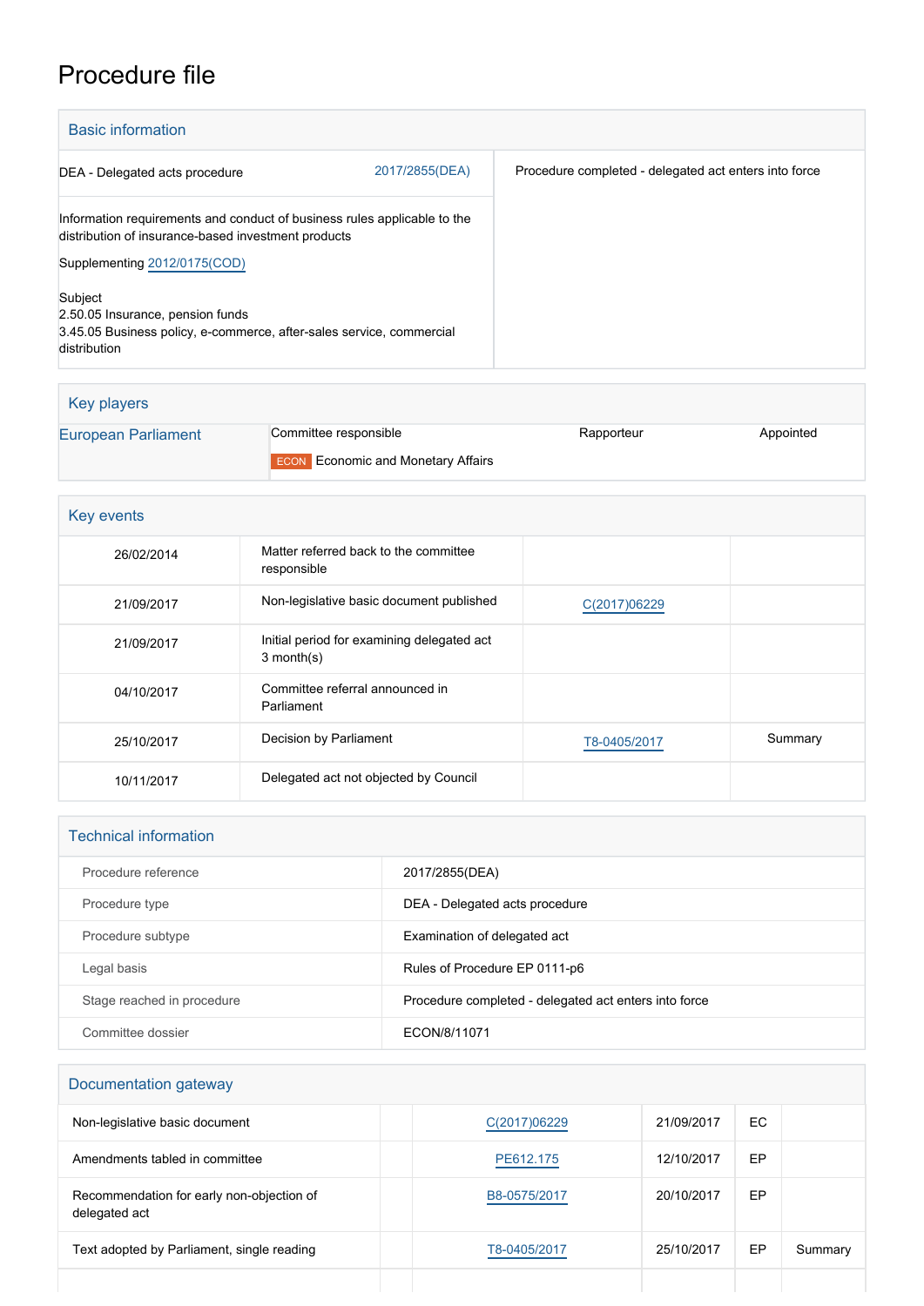# Procedure file

## Basic information

| | | |
|---|---|---|
| DEA - Delegated acts procedure | 2017/2855(DEA) | Procedure completed - delegated act enters into force |

Information requirements and conduct of business rules applicable to the distribution of insurance-based investment products

Supplementing 2012/0175(COD)

Subject
2.50.05 Insurance, pension funds
3.45.05 Business policy, e-commerce, after-sales service, commercial distribution

## Key players

| | | | |
|---|---|---|---|
| European Parliament | Committee responsible | Rapporteur | Appointed |
| | ECON Economic and Monetary Affairs | | |

## Key events

| | | | |
|---|---|---|---|
| 26/02/2014 | Matter referred back to the committee responsible | | |
| 21/09/2017 | Non-legislative basic document published | C(2017)06229 | |
| 21/09/2017 | Initial period for examining delegated act 3 month(s) | | |
| 04/10/2017 | Committee referral announced in Parliament | | |
| 25/10/2017 | Decision by Parliament | T8-0405/2017 | Summary |
| 10/11/2017 | Delegated act not objected by Council | | |

## Technical information

| | |
|---|---|
| Procedure reference | 2017/2855(DEA) |
| Procedure type | DEA - Delegated acts procedure |
| Procedure subtype | Examination of delegated act |
| Legal basis | Rules of Procedure EP 0111-p6 |
| Stage reached in procedure | Procedure completed - delegated act enters into force |
| Committee dossier | ECON/8/11071 |

## Documentation gateway

| | | | | | |
|---|---|---|---|---|---|
| Non-legislative basic document | | C(2017)06229 | 21/09/2017 | EC | |
| Amendments tabled in committee | | PE612.175 | 12/10/2017 | EP | |
| Recommendation for early non-objection of delegated act | | B8-0575/2017 | 20/10/2017 | EP | |
| Text adopted by Parliament, single reading | | T8-0405/2017 | 25/10/2017 | EP | Summary |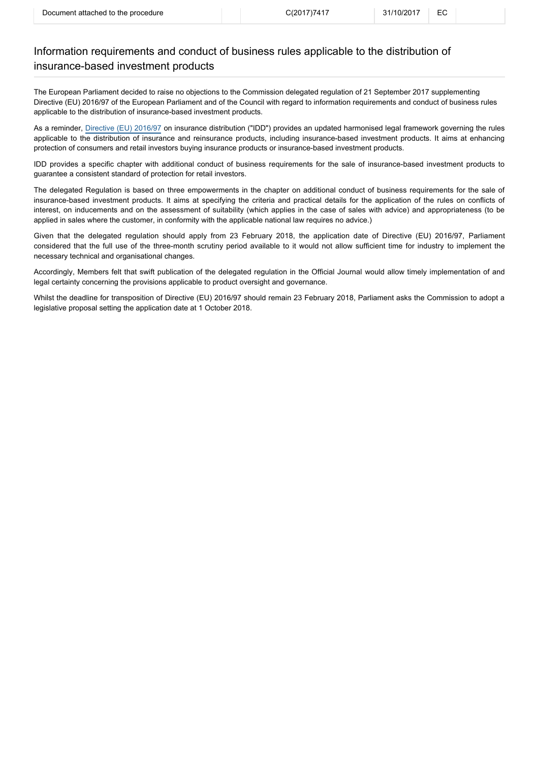| | | | | |
|---|---|---|---|---|
| Document attached to the procedure | | C(2017)7417 | 31/10/2017 | EC |

## Information requirements and conduct of business rules applicable to the distribution of insurance-based investment products

The European Parliament decided to raise no objections to the Commission delegated regulation of 21 September 2017 supplementing Directive (EU) 2016/97 of the European Parliament and of the Council with regard to information requirements and conduct of business rules applicable to the distribution of insurance-based investment products.

As a reminder, Directive (EU) 2016/97 on insurance distribution ("IDD") provides an updated harmonised legal framework governing the rules applicable to the distribution of insurance and reinsurance products, including insurance-based investment products. It aims at enhancing protection of consumers and retail investors buying insurance products or insurance-based investment products.

IDD provides a specific chapter with additional conduct of business requirements for the sale of insurance-based investment products to guarantee a consistent standard of protection for retail investors.

The delegated Regulation is based on three empowerments in the chapter on additional conduct of business requirements for the sale of insurance-based investment products. It aims at specifying the criteria and practical details for the application of the rules on conflicts of interest, on inducements and on the assessment of suitability (which applies in the case of sales with advice) and appropriateness (to be applied in sales where the customer, in conformity with the applicable national law requires no advice.)

Given that the delegated regulation should apply from 23 February 2018, the application date of Directive (EU) 2016/97, Parliament considered that the full use of the three-month scrutiny period available to it would not allow sufficient time for industry to implement the necessary technical and organisational changes.

Accordingly, Members felt that swift publication of the delegated regulation in the Official Journal would allow timely implementation of and legal certainty concerning the provisions applicable to product oversight and governance.

Whilst the deadline for transposition of Directive (EU) 2016/97 should remain 23 February 2018, Parliament asks the Commission to adopt a legislative proposal setting the application date at 1 October 2018.